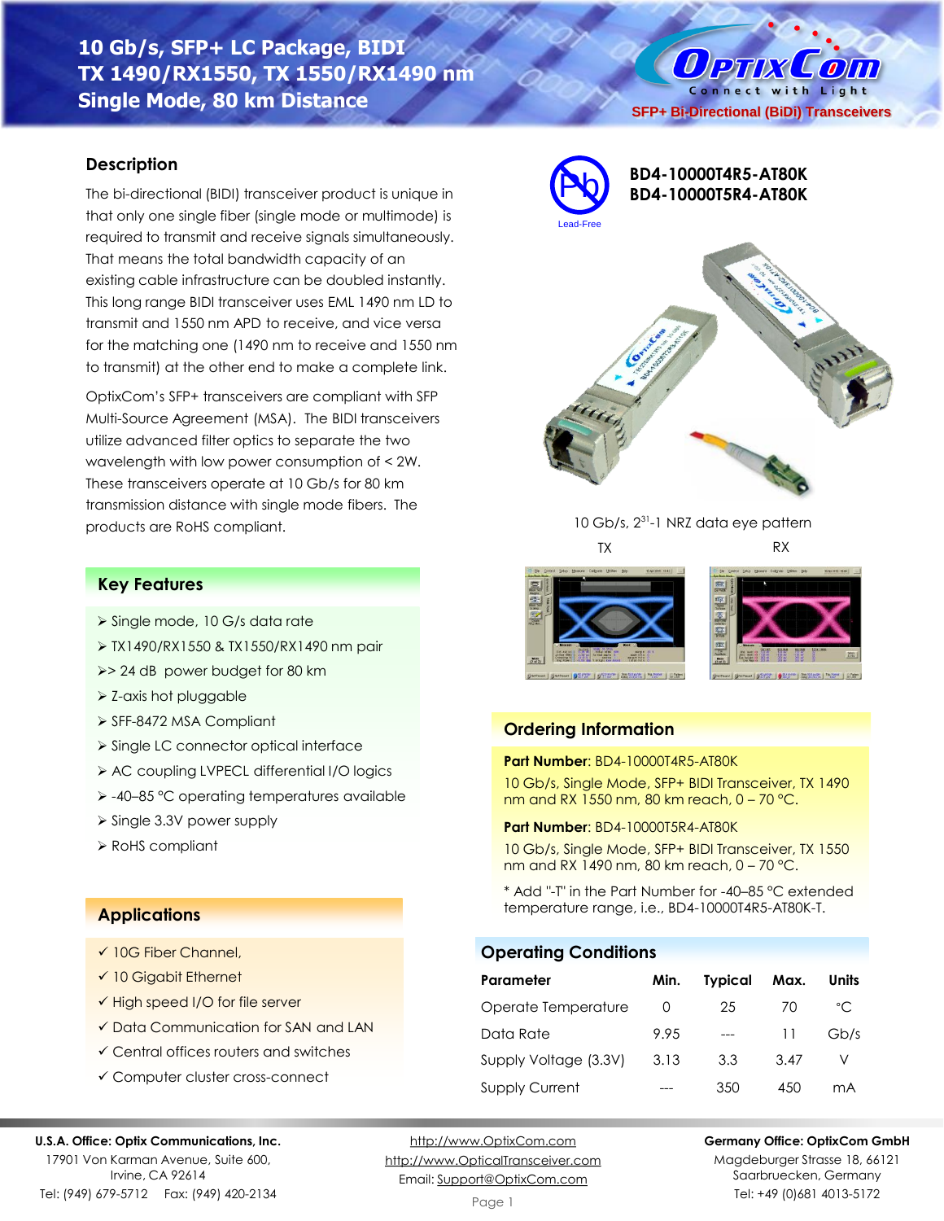# 10 Gb/s, SFP+ LC Package, BIDI TX 1490/RX1550, TX 1550/RX1490 nm Single Mode, 80 km Distance

SFP+ Bi-Directional (BiDi) Transceivers

**BD4-10000T4R5-AT80K**
**BD4-10000T5R4-AT80K**

Lead-Free

## Description

The bi-directional (BIDI) transceiver product is unique in that only one single fiber (single mode or multimode) is required to transmit and receive signals simultaneously. That means the total bandwidth capacity of an existing cable infrastructure can be doubled instantly. This long range BIDI transceiver uses EML 1490 nm LD to transmit and 1550 nm APD to receive, and vice versa for the matching one (1490 nm to receive and 1550 nm to transmit) at the other end to make a complete link.

OptixCom's SFP+ transceivers are compliant with SFP Multi-Source Agreement (MSA). The BIDI transceivers utilize advanced filter optics to separate the two wavelength with low power consumption of < 2W. These transceivers operate at 10 Gb/s for 80 km transmission distance with single mode fibers. The products are RoHS compliant.

10 Gb/s, $2^{31}$-1 NRZ data eye pattern

TX RX

## Key Features

- Single mode, 10 G/s data rate
- TX1490/RX1550 & TX1550/RX1490 nm pair
- > 24 dB power budget for 80 km
- Z-axis hot pluggable
- SFF-8472 MSA Compliant
- Single LC connector optical interface
- AC coupling LVPECL differential I/O logics
- -40–85 °C operating temperatures available
- Single 3.3V power supply
- RoHS compliant

## Applications

- ✓ 10G Fiber Channel,
- ✓ 10 Gigabit Ethernet
- ✓ High speed I/O for file server
- ✓ Data Communication for SAN and LAN
- ✓ Central offices routers and switches
- ✓ Computer cluster cross-connect

## Ordering Information

**Part Number**: BD4-10000T4R5-AT80K

10 Gb/s, Single Mode, SFP+ BIDI Transceiver, TX 1490 nm and RX 1550 nm, 80 km reach, 0 – 70 °C.

**Part Number**: BD4-10000T5R4-AT80K

10 Gb/s, Single Mode, SFP+ BIDI Transceiver, TX 1550 nm and RX 1490 nm, 80 km reach, 0 – 70 °C.

* Add "-T" in the Part Number for -40–85 °C extended temperature range, i.e., BD4-10000T4R5-AT80K-T.

## Operating Conditions

| Parameter | Min. | Typical | Max. | Units |
|---|---|---|---|---|
| Operate Temperature | 0 | 25 | 70 | °C |
| Data Rate | 9.95 | --- | 11 | Gb/s |
| Supply Voltage (3.3V) | 3.13 | 3.3 | 3.47 | V |
| Supply Current | --- | 350 | 450 | mA |

**U.S.A. Office: Optix Communications, Inc.**
17901 Von Karman Avenue, Suite 600,
Irvine, CA 92614
Tel: (949) 679-5712 Fax: (949) 420-2134

http://www.OptixCom.com
http://www.OpticalTransceiver.com
Email: Support@OptixCom.com

**Germany Office: OptixCom GmbH**
Magdeburger Strasse 18, 66121
Saarbruecken, Germany
Tel: +49 (0)681 4013-5172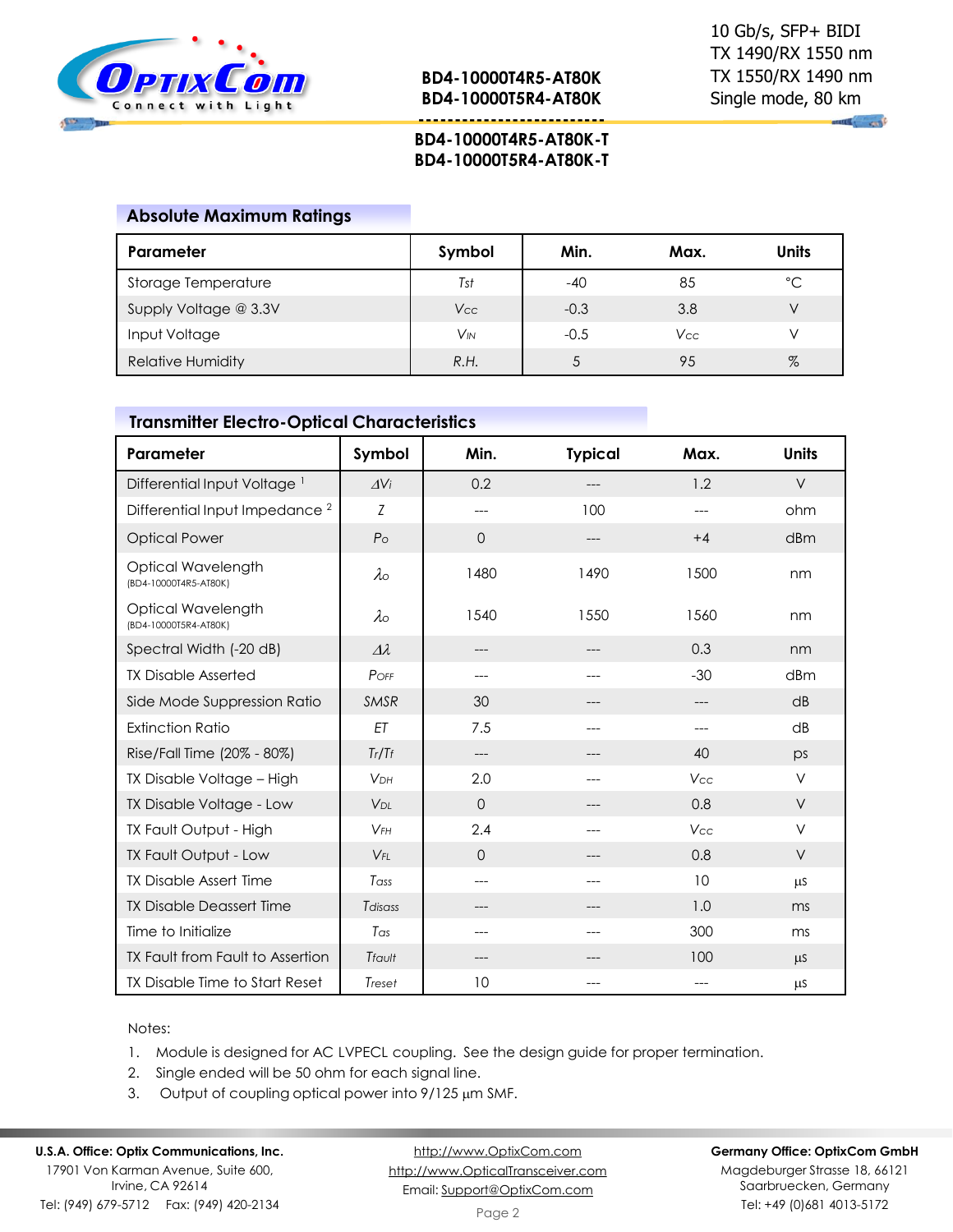## Absolute Maximum Ratings

| Parameter | Symbol | Min. | Max. | Units |
|---|---|---|---|---|
| Storage Temperature | $T_{st}$ | -40 | 85 | °C |
| Supply Voltage @ 3.3V | $V_{CC}$ | -0.3 | 3.8 | V |
| Input Voltage | $V_{IN}$ | -0.5 | $V_{CC}$ | V |
| Relative Humidity | R.H. | 5 | 95 | % |

## Transmitter Electro-Optical Characteristics

| Parameter | Symbol | Min. | Typical | Max. | Units |
|---|---|---|---|---|---|
| Differential Input Voltage [1] | $\Delta V_i$ | 0.2 | --- | 1.2 | V |
| Differential Input Impedance [2] | Z | --- | 100 | --- | ohm |
| Optical Power | $P_O$ | 0 | --- | +4 | dBm |
| Optical Wavelength (BD4-10000T4R5-AT80K) | $\lambda_O$ | 1480 | 1490 | 1500 | nm |
| Optical Wavelength (BD4-10000T5R4-AT80K) | $\lambda_O$ | 1540 | 1550 | 1560 | nm |
| Spectral Width (-20 dB) | $\Delta\lambda$ | --- | --- | 0.3 | nm |
| TX Disable Asserted | $P_{OFF}$ | --- | --- | -30 | dBm |
| Side Mode Suppression Ratio | SMSR | 30 | --- | --- | dB |
| Extinction Ratio | ET | 7.5 | --- | --- | dB |
| Rise/Fall Time (20% - 80%) | $T_r/T_f$ | --- | --- | 40 | ps |
| TX Disable Voltage – High | $V_{DH}$ | 2.0 | --- | $V_{CC}$ | V |
| TX Disable Voltage - Low | $V_{DL}$ | 0 | --- | 0.8 | V |
| TX Fault Output - High | $V_{FH}$ | 2.4 | --- | $V_{CC}$ | V |
| TX Fault Output - Low | $V_{FL}$ | 0 | --- | 0.8 | V |
| TX Disable Assert Time | $T_{ass}$ | --- | --- | 10 | µs |
| TX Disable Deassert Time | $T_{disass}$ | --- | --- | 1.0 | ms |
| Time to Initialize | $T_{as}$ | --- | --- | 300 | ms |
| TX Fault from Fault to Assertion | $T_{fault}$ | --- | --- | 100 | µs |
| TX Disable Time to Start Reset | $T_{reset}$ | 10 | --- | --- | µs |

Notes:

1. Module is designed for AC LVPECL coupling. See the design guide for proper termination.
2. Single ended will be 50 ohm for each signal line.
3. Output of coupling optical power into 9/125 µm SMF.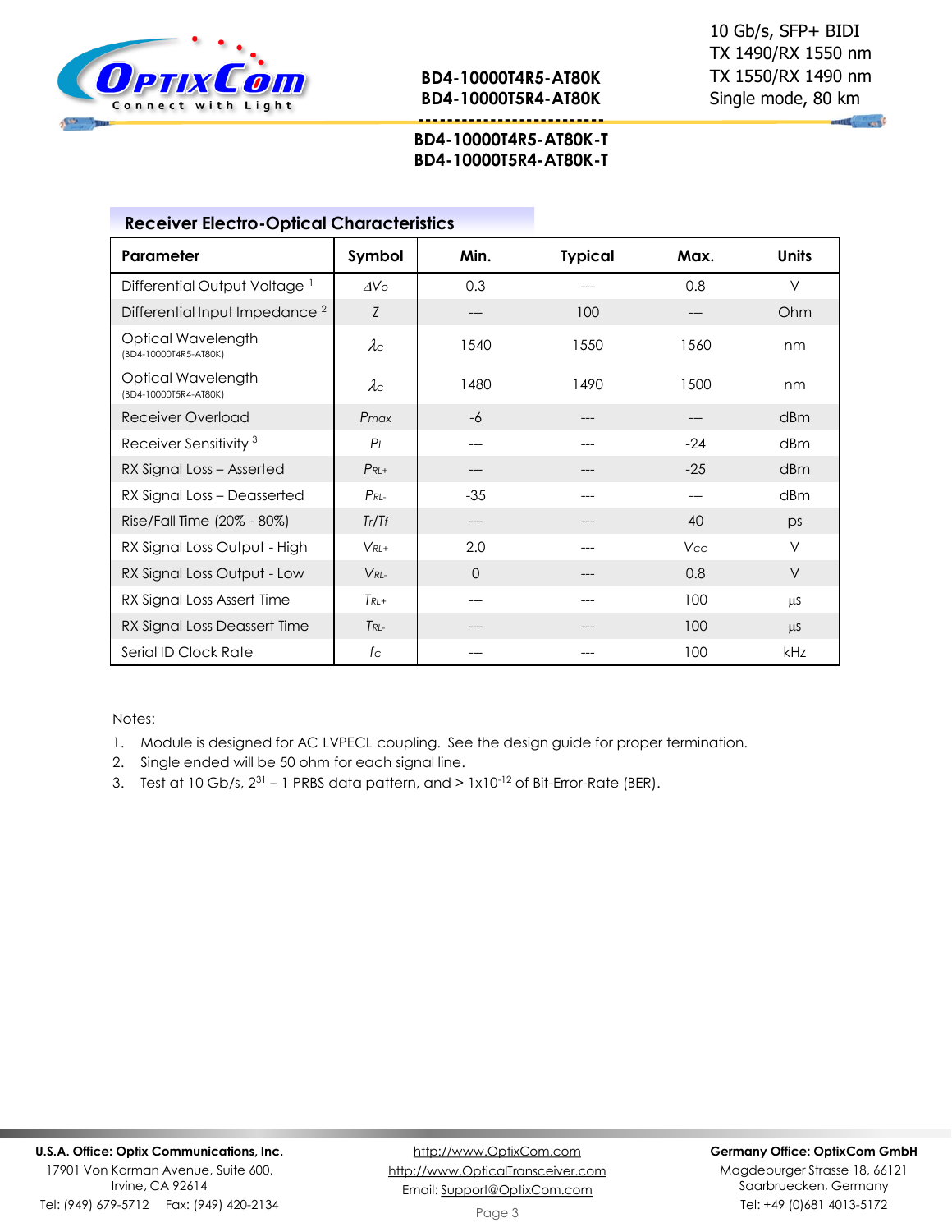## Receiver Electro-Optical Characteristics

| Parameter | Symbol | Min. | Typical | Max. | Units |
|---|---|---|---|---|---|
| Differential Output Voltage [1] | $\Delta V_O$ | 0.3 | --- | 0.8 | V |
| Differential Input Impedance [2] | $Z$ | --- | 100 | --- | Ohm |
| Optical Wavelength (BD4-10000T4R5-AT80K) | $\lambda_C$ | 1540 | 1550 | 1560 | nm |
| Optical Wavelength (BD4-10000T5R4-AT80K) | $\lambda_C$ | 1480 | 1490 | 1500 | nm |
| Receiver Overload | $P_{max}$ | -6 | --- | --- | dBm |
| Receiver Sensitivity [3] | $P_I$ | --- | --- | -24 | dBm |
| RX Signal Loss – Asserted | $P_{RL+}$ | --- | --- | -25 | dBm |
| RX Signal Loss – Deasserted | $P_{RL-}$ | -35 | --- | --- | dBm |
| Rise/Fall Time (20% - 80%) | $T_r/T_f$ | --- | --- | 40 | ps |
| RX Signal Loss Output - High | $V_{RL+}$ | 2.0 | --- | $V_{CC}$ | V |
| RX Signal Loss Output - Low | $V_{RL-}$ | 0 | --- | 0.8 | V |
| RX Signal Loss Assert Time | $T_{RL+}$ | --- | --- | 100 | µs |
| RX Signal Loss Deassert Time | $T_{RL-}$ | --- | --- | 100 | µs |
| Serial ID Clock Rate | $f_C$ | --- | --- | 100 | kHz |

Notes:

1. Module is designed for AC LVPECL coupling. See the design guide for proper termination.
2. Single ended will be 50 ohm for each signal line.
3. Test at 10 Gb/s, $2^{31} – 1$ PRBS data pattern, and > $1\times10^{-12}$ of Bit-Error-Rate (BER).